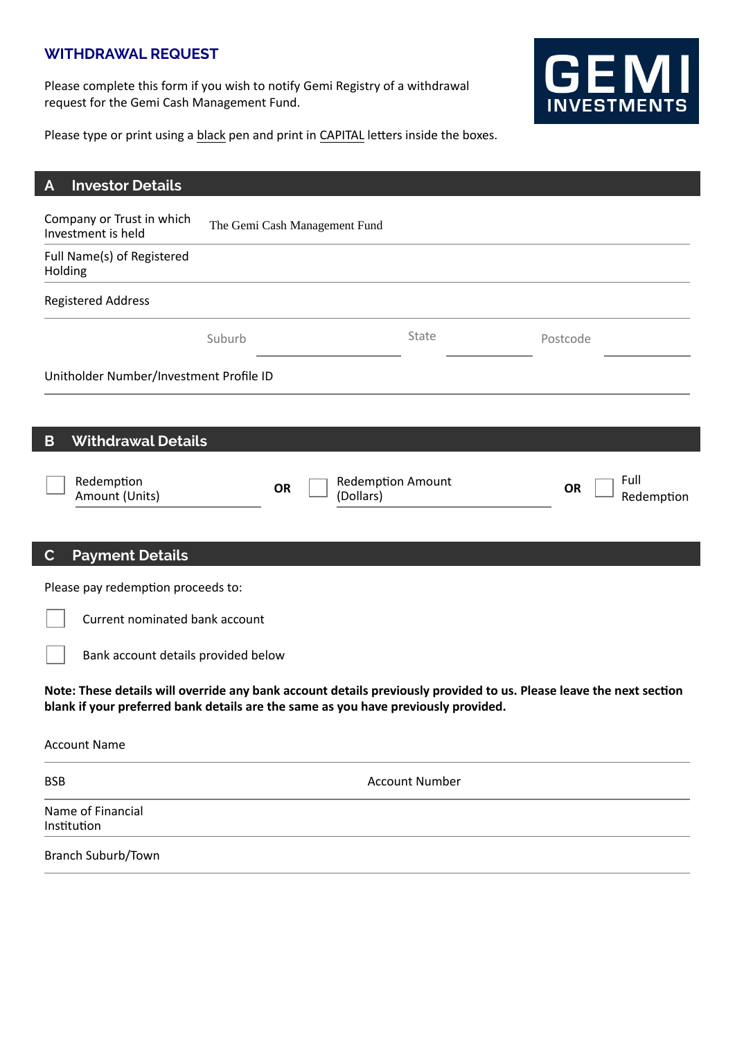# WITHDRAWAL REQUEST

Please complete this form if you wish to notify Gemi Registry of a withdrawal request for the Gemi Cash Management Fund.

Please type or print using a black pen and print in CAPITAL letters inside the boxes.

GEMI INVESTMENTS

## A Investor Details

Company or Trust in which Investment is held: The Gemi Cash Management Fund

Full Name(s) of Registered Holding

Registered Address

Suburb ______ State ______ Postcode ______

Unitholder Number/Investment Profile ID

## B Withdrawal Details

☐ Redemption Amount (Units) ______ **OR** ☐ Redemption Amount (Dollars) ______ **OR** ☐ Full Redemption

## C Payment Details

Please pay redemption proceeds to:

☐ Current nominated bank account

☐ Bank account details provided below

**Note: These details will override any bank account details previously provided to us. Please leave the next section blank if your preferred bank details are the same as you have previously provided.**

Account Name

BSB ______ Account Number ______

Name of Financial Institution

Branch Suburb/Town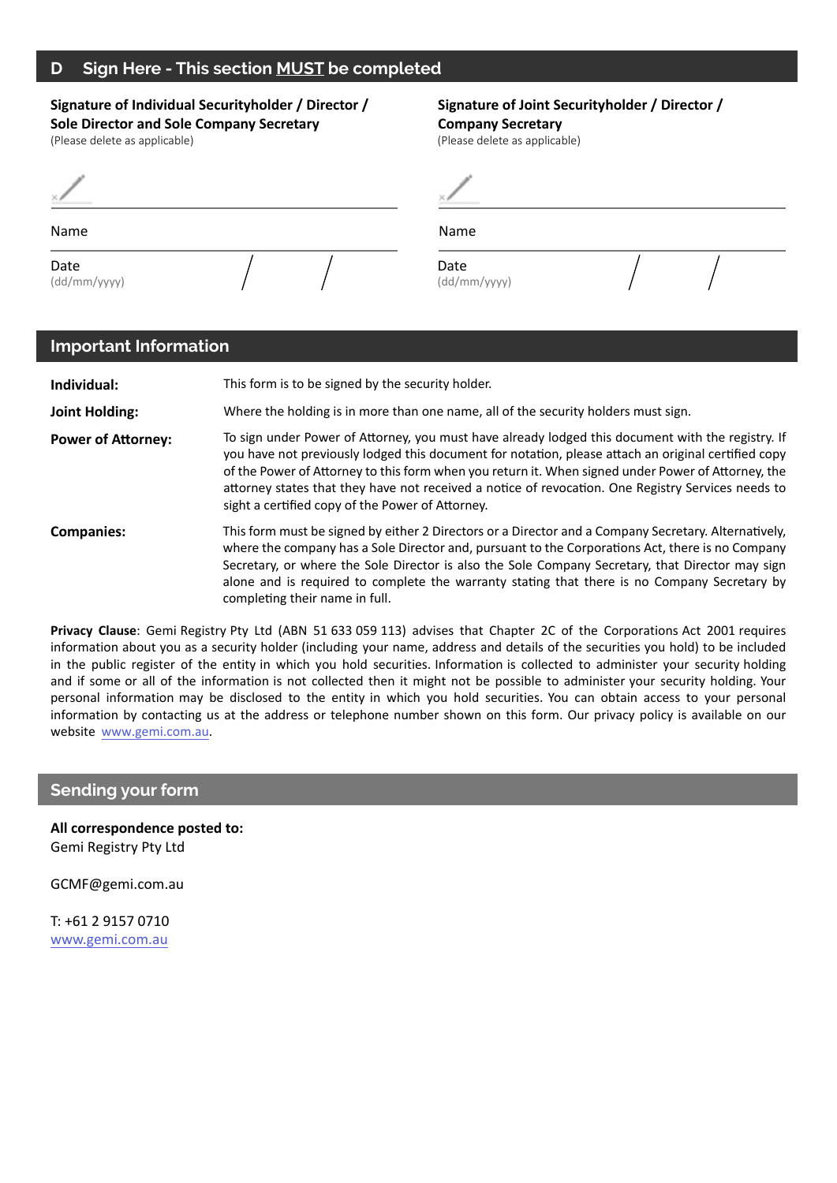## D Sign Here - This section **MUST** be completed

**Signature of Individual Securityholder / Director / Sole Director and Sole Company Secretary**
(Please delete as applicable)

Name

Date
(dd/mm/yyyy) / /

**Signature of Joint Securityholder / Director / Company Secretary**
(Please delete as applicable)

Name

Date
(dd/mm/yyyy) / /

## Important Information

| | |
|---|---|
| **Individual:** | This form is to be signed by the security holder. |
| **Joint Holding:** | Where the holding is in more than one name, all of the security holders must sign. |
| **Power of Attorney:** | To sign under Power of Attorney, you must have already lodged this document with the registry. If you have not previously lodged this document for notation, please attach an original certified copy of the Power of Attorney to this form when you return it. When signed under Power of Attorney, the attorney states that they have not received a notice of revocation. One Registry Services needs to sight a certified copy of the Power of Attorney. |
| **Companies:** | This form must be signed by either 2 Directors or a Director and a Company Secretary. Alternatively, where the company has a Sole Director and, pursuant to the Corporations Act, there is no Company Secretary, or where the Sole Director is also the Sole Company Secretary, that Director may sign alone and is required to complete the warranty stating that there is no Company Secretary by completing their name in full. |

**Privacy Clause**: Gemi Registry Pty Ltd (ABN 51 633 059 113) advises that Chapter 2C of the Corporations Act 2001 requires information about you as a security holder (including your name, address and details of the securities you hold) to be included in the public register of the entity in which you hold securities. Information is collected to administer your security holding and if some or all of the information is not collected then it might not be possible to administer your security holding. Your personal information may be disclosed to the entity in which you hold securities. You can obtain access to your personal information by contacting us at the address or telephone number shown on this form. Our privacy policy is available on our website www.gemi.com.au.

## Sending your form

**All correspondence posted to:**
Gemi Registry Pty Ltd

GCMF@gemi.com.au

T: +61 2 9157 0710
www.gemi.com.au